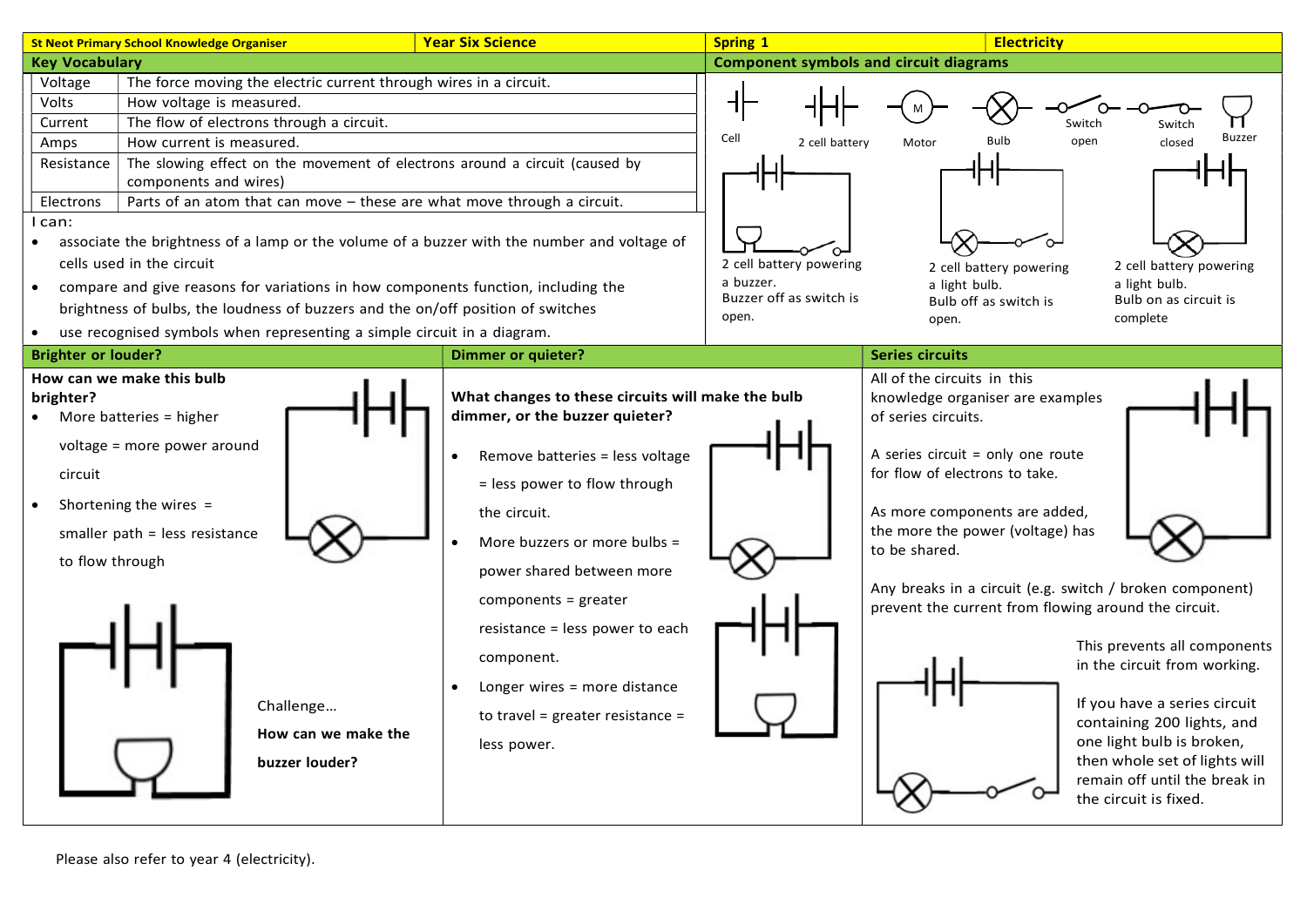| St Neot Primary School Knowledge Organiser | Year Six Science | Spring 1 | Electricity |
|---|---|---|---|

## Key Vocabulary

| Term | Definition |
|---|---|
| Voltage | The force moving the electric current through wires in a circuit. |
| Volts | How voltage is measured. |
| Current | The flow of electrons through a circuit. |
| Amps | How current is measured. |
| Resistance | The slowing effect on the movement of electrons around a circuit (caused by components and wires) |
| Electrons | Parts of an atom that can move – these are what move through a circuit. |

I can:

- associate the brightness of a lamp or the volume of a buzzer with the number and voltage of cells used in the circuit
- compare and give reasons for variations in how components function, including the brightness of bulbs, the loudness of buzzers and the on/off position of switches
- use recognised symbols when representing a simple circuit in a diagram.

## Component symbols and circuit diagrams

Cell · 2 cell battery · Motor · Bulb · Switch open · Switch closed · Buzzer

2 cell battery powering a buzzer. Buzzer off as switch is open.

2 cell battery powering a light bulb. Bulb off as switch is open.

2 cell battery powering a light bulb. Bulb on as circuit is complete

## Brighter or louder?

**How can we make this bulb brighter?**

- More batteries = higher voltage = more power around circuit
- Shortening the wires = smaller path = less resistance to flow through

Challenge…

**How can we make the buzzer louder?**

## Dimmer or quieter?

**What changes to these circuits will make the bulb dimmer, or the buzzer quieter?**

- Remove batteries = less voltage = less power to flow through the circuit.
- More buzzers or more bulbs = power shared between more components = greater resistance = less power to each component.
- Longer wires = more distance to travel = greater resistance = less power.

## Series circuits

All of the circuits in this knowledge organiser are examples of series circuits.

A series circuit = only one route for flow of electrons to take.

As more components are added, the more the power (voltage) has to be shared.

Any breaks in a circuit (e.g. switch / broken component) prevent the current from flowing around the circuit.

This prevents all components in the circuit from working.

If you have a series circuit containing 200 lights, and one light bulb is broken, then whole set of lights will remain off until the break in the circuit is fixed.

Please also refer to year 4 (electricity).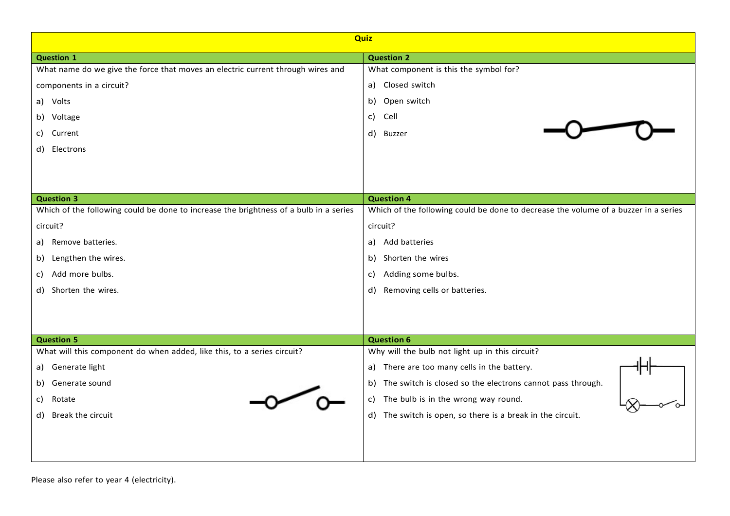## Quiz

### Question 1

What name do we give the force that moves an electric current through wires and components in a circuit?

a) Volts
b) Voltage
c) Current
d) Electrons

### Question 2

What component is this the symbol for?

a) Closed switch
b) Open switch
c) Cell
d) Buzzer

### Question 3

Which of the following could be done to increase the brightness of a bulb in a series circuit?

a) Remove batteries.
b) Lengthen the wires.
c) Add more bulbs.
d) Shorten the wires.

### Question 4

Which of the following could be done to decrease the volume of a buzzer in a series circuit?

a) Add batteries
b) Shorten the wires
c) Adding some bulbs.
d) Removing cells or batteries.

### Question 5

What will this component do when added, like this, to a series circuit?

a) Generate light
b) Generate sound
c) Rotate
d) Break the circuit

### Question 6

Why will the bulb not light up in this circuit?

a) There are too many cells in the battery.
b) The switch is closed so the electrons cannot pass through.
c) The bulb is in the wrong way round.
d) The switch is open, so there is a break in the circuit.

Please also refer to year 4 (electricity).